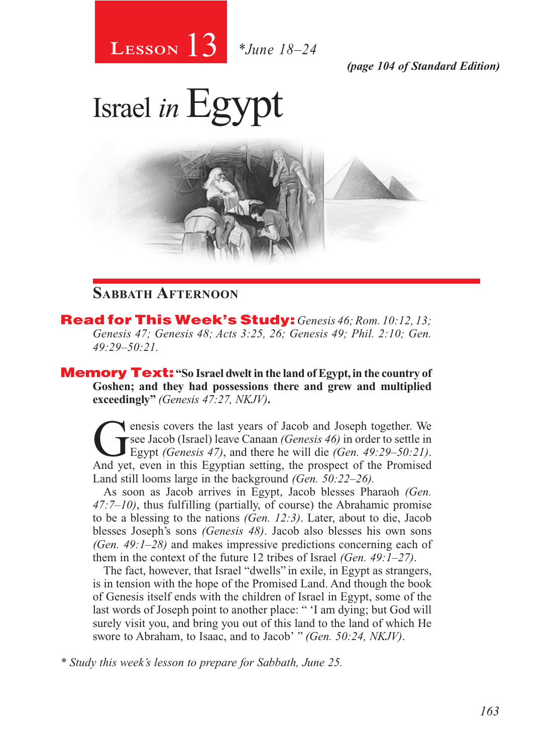**Lesson 13** *June 18–24

*(page 104 of Standard Edition)*

# Israel *in* Egypt

## Sabbath Afternoon

**Read for This Week's Study:** *Genesis 46; Rom. 10:12, 13; Genesis 47; Genesis 48; Acts 3:25, 26; Genesis 49; Phil. 2:10; Gen. 49:29–50:21.*

**Memory Text: "So Israel dwelt in the land of Egypt, in the country of Goshen; and they had possessions there and grew and multiplied exceedingly"** *(Genesis 47:27, NKJV)***.**

Genesis covers the last years of Jacob and Joseph together. We see Jacob (Israel) leave Canaan *(Genesis 46)* in order to settle in Egypt *(Genesis 47)*, and there he will die *(Gen. 49:29–50:21)*. And yet, even in this Egyptian setting, the prospect of the Promised Land still looms large in the background *(Gen. 50:22–26).*

As soon as Jacob arrives in Egypt, Jacob blesses Pharaoh *(Gen. 47:7–10)*, thus fulfilling (partially, of course) the Abrahamic promise to be a blessing to the nations *(Gen. 12:3)*. Later, about to die, Jacob blesses Joseph's sons *(Genesis 48)*. Jacob also blesses his own sons *(Gen. 49:1–28)* and makes impressive predictions concerning each of them in the context of the future 12 tribes of Israel *(Gen. 49:1–27)*.

The fact, however, that Israel "dwells" in exile, in Egypt as strangers, is in tension with the hope of the Promised Land. And though the book of Genesis itself ends with the children of Israel in Egypt, some of the last words of Joseph point to another place: " 'I am dying; but God will surely visit you, and bring you out of this land to the land of which He swore to Abraham, to Isaac, and to Jacob' " *(Gen. 50:24, NKJV)*.

*\* Study this week's lesson to prepare for Sabbath, June 25.*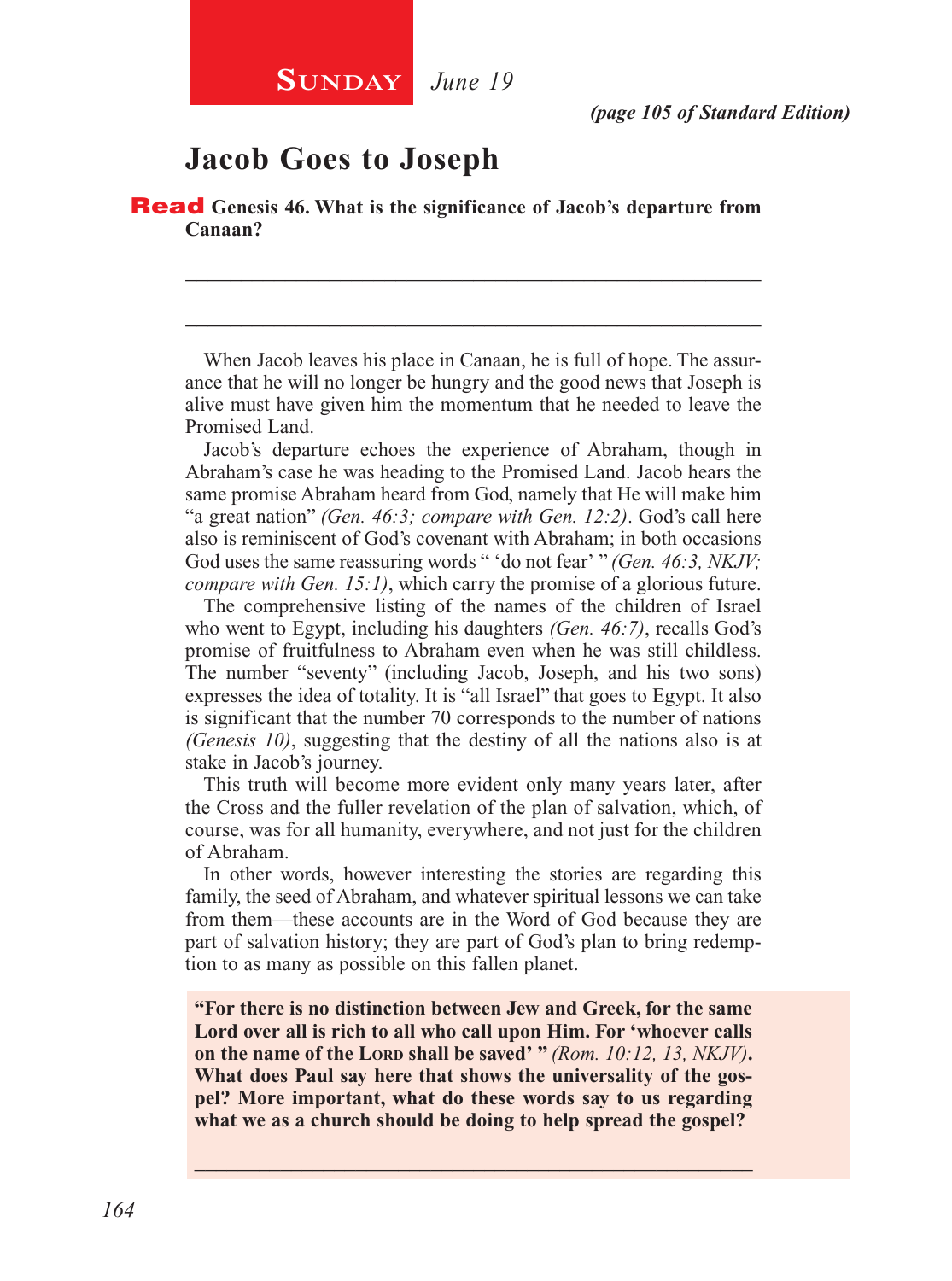**Sunday** *June 19*

*(page 105 of Standard Edition)*

## Jacob Goes to Joseph

**Read Genesis 46. What is the significance of Jacob's departure from Canaan?**

_______________________________________________________________

_______________________________________________________________

When Jacob leaves his place in Canaan, he is full of hope. The assurance that he will no longer be hungry and the good news that Joseph is alive must have given him the momentum that he needed to leave the Promised Land.

Jacob's departure echoes the experience of Abraham, though in Abraham's case he was heading to the Promised Land. Jacob hears the same promise Abraham heard from God, namely that He will make him "a great nation" *(Gen. 46:3; compare with Gen. 12:2)*. God's call here also is reminiscent of God's covenant with Abraham; in both occasions God uses the same reassuring words " 'do not fear' " *(Gen. 46:3, NKJV; compare with Gen. 15:1)*, which carry the promise of a glorious future.

The comprehensive listing of the names of the children of Israel who went to Egypt, including his daughters *(Gen. 46:7)*, recalls God's promise of fruitfulness to Abraham even when he was still childless. The number "seventy" (including Jacob, Joseph, and his two sons) expresses the idea of totality. It is "all Israel" that goes to Egypt. It also is significant that the number 70 corresponds to the number of nations *(Genesis 10)*, suggesting that the destiny of all the nations also is at stake in Jacob's journey.

This truth will become more evident only many years later, after the Cross and the fuller revelation of the plan of salvation, which, of course, was for all humanity, everywhere, and not just for the children of Abraham.

In other words, however interesting the stories are regarding this family, the seed of Abraham, and whatever spiritual lessons we can take from them—these accounts are in the Word of God because they are part of salvation history; they are part of God's plan to bring redemption to as many as possible on this fallen planet.

**"For there is no distinction between Jew and Greek, for the same Lord over all is rich to all who call upon Him. For 'whoever calls on the name of the Lord shall be saved' "** *(Rom. 10:12, 13, NKJV)***. What does Paul say here that shows the universality of the gospel? More important, what do these words say to us regarding what we as a church should be doing to help spread the gospel?**

_______________________________________________________________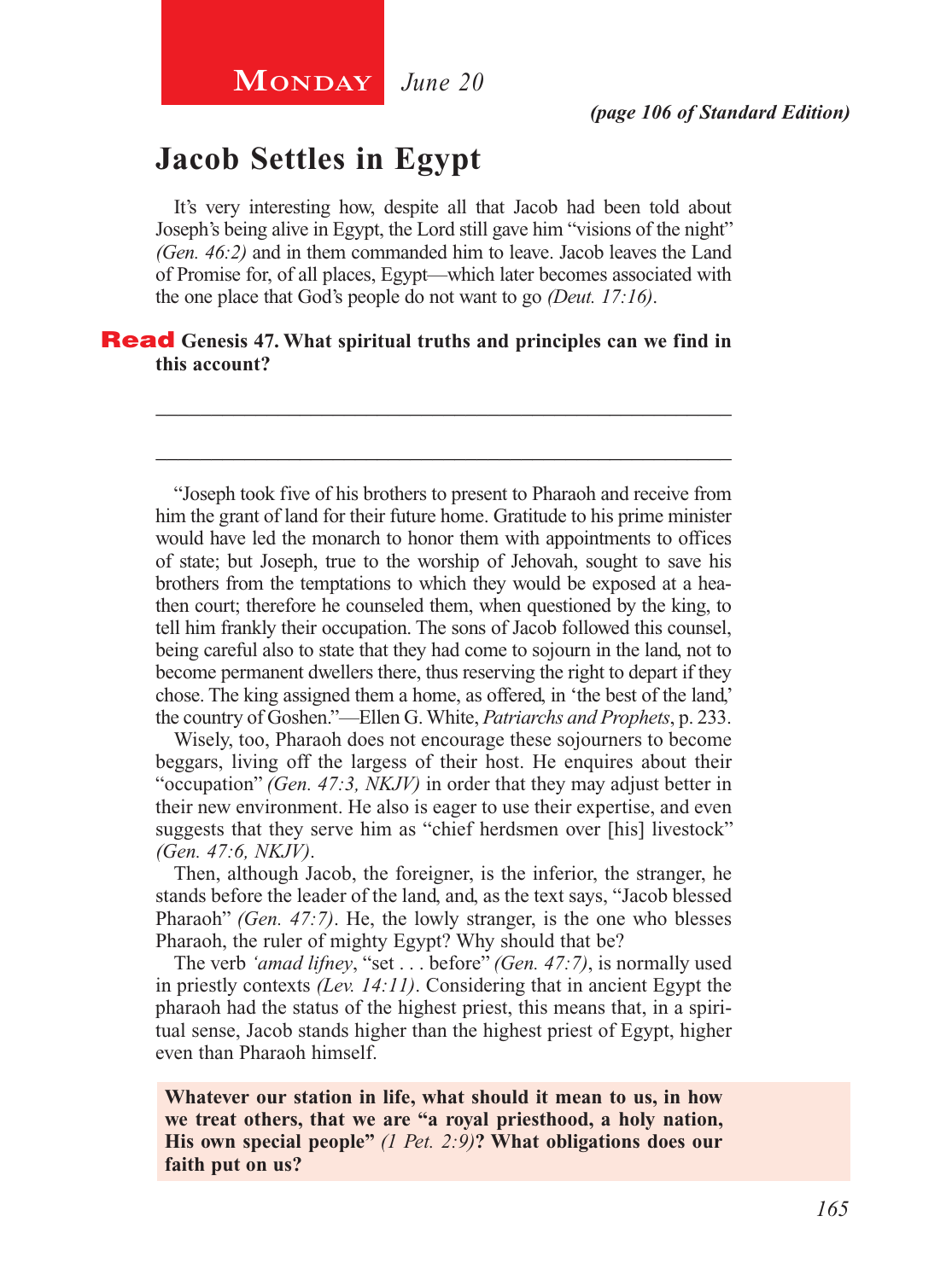**Monday** *June 20*

***(page 106 of Standard Edition)***

# Jacob Settles in Egypt

It's very interesting how, despite all that Jacob had been told about Joseph's being alive in Egypt, the Lord still gave him "visions of the night" *(Gen. 46:2)* and in them commanded him to leave. Jacob leaves the Land of Promise for, of all places, Egypt—which later becomes associated with the one place that God's people do not want to go *(Deut. 17:16)*.

**Read Genesis 47. What spiritual truths and principles can we find in this account?**

\_\_\_\_\_\_\_\_\_\_\_\_\_\_\_\_\_\_\_\_\_\_\_\_\_\_\_\_\_\_\_\_\_\_\_\_\_\_\_\_\_\_\_\_\_\_\_\_\_\_\_\_\_\_\_\_

\_\_\_\_\_\_\_\_\_\_\_\_\_\_\_\_\_\_\_\_\_\_\_\_\_\_\_\_\_\_\_\_\_\_\_\_\_\_\_\_\_\_\_\_\_\_\_\_\_\_\_\_\_\_\_\_

"Joseph took five of his brothers to present to Pharaoh and receive from him the grant of land for their future home. Gratitude to his prime minister would have led the monarch to honor them with appointments to offices of state; but Joseph, true to the worship of Jehovah, sought to save his brothers from the temptations to which they would be exposed at a heathen court; therefore he counseled them, when questioned by the king, to tell him frankly their occupation. The sons of Jacob followed this counsel, being careful also to state that they had come to sojourn in the land, not to become permanent dwellers there, thus reserving the right to depart if they chose. The king assigned them a home, as offered, in 'the best of the land,' the country of Goshen."—Ellen G. White, *Patriarchs and Prophets*, p. 233.

Wisely, too, Pharaoh does not encourage these sojourners to become beggars, living off the largess of their host. He enquires about their "occupation" *(Gen. 47:3, NKJV)* in order that they may adjust better in their new environment. He also is eager to use their expertise, and even suggests that they serve him as "chief herdsmen over [his] livestock" *(Gen. 47:6, NKJV)*.

Then, although Jacob, the foreigner, is the inferior, the stranger, he stands before the leader of the land, and, as the text says, "Jacob blessed Pharaoh" *(Gen. 47:7)*. He, the lowly stranger, is the one who blesses Pharaoh, the ruler of mighty Egypt? Why should that be?

The verb *'amad lifney*, "set . . . before" *(Gen. 47:7)*, is normally used in priestly contexts *(Lev. 14:11)*. Considering that in ancient Egypt the pharaoh had the status of the highest priest, this means that, in a spiritual sense, Jacob stands higher than the highest priest of Egypt, higher even than Pharaoh himself.

**Whatever our station in life, what should it mean to us, in how we treat others, that we are "a royal priesthood, a holy nation, His own special people"** ***(1 Pet. 2:9)*****? What obligations does our faith put on us?**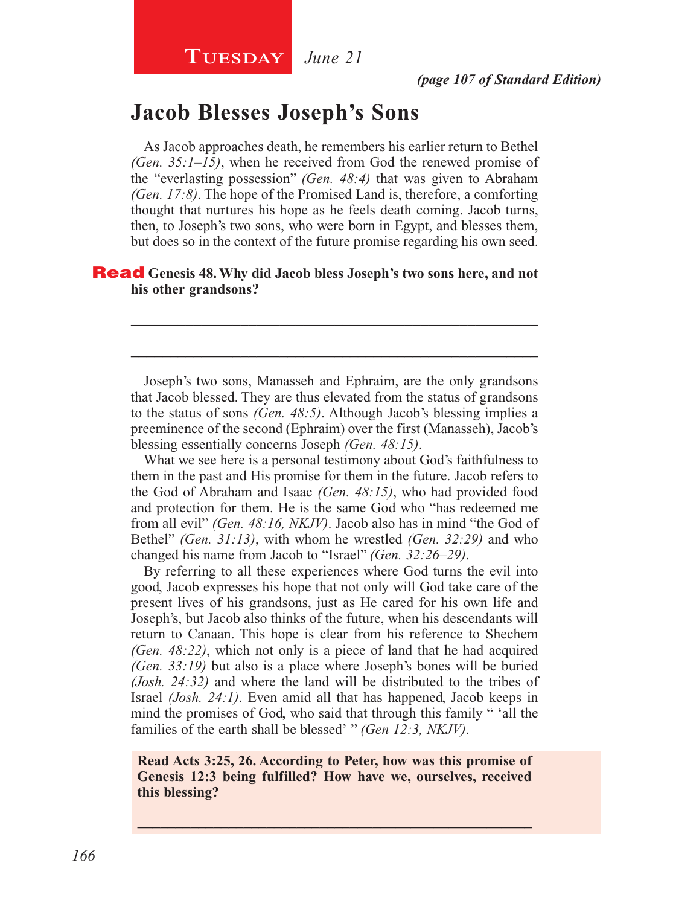**Tuesday** *June 21*

*(page 107 of Standard Edition)*

## Jacob Blesses Joseph's Sons

As Jacob approaches death, he remembers his earlier return to Bethel *(Gen. 35:1–15)*, when he received from God the renewed promise of the "everlasting possession" *(Gen. 48:4)* that was given to Abraham *(Gen. 17:8)*. The hope of the Promised Land is, therefore, a comforting thought that nurtures his hope as he feels death coming. Jacob turns, then, to Joseph's two sons, who were born in Egypt, and blesses them, but does so in the context of the future promise regarding his own seed.

**Read Genesis 48. Why did Jacob bless Joseph's two sons here, and not his other grandsons?**

_______________________________________________________________

_______________________________________________________________

Joseph's two sons, Manasseh and Ephraim, are the only grandsons that Jacob blessed. They are thus elevated from the status of grandsons to the status of sons *(Gen. 48:5)*. Although Jacob's blessing implies a preeminence of the second (Ephraim) over the first (Manasseh), Jacob's blessing essentially concerns Joseph *(Gen. 48:15)*.

What we see here is a personal testimony about God's faithfulness to them in the past and His promise for them in the future. Jacob refers to the God of Abraham and Isaac *(Gen. 48:15)*, who had provided food and protection for them. He is the same God who "has redeemed me from all evil" *(Gen. 48:16, NKJV)*. Jacob also has in mind "the God of Bethel" *(Gen. 31:13)*, with whom he wrestled *(Gen. 32:29)* and who changed his name from Jacob to "Israel" *(Gen. 32:26–29)*.

By referring to all these experiences where God turns the evil into good, Jacob expresses his hope that not only will God take care of the present lives of his grandsons, just as He cared for his own life and Joseph's, but Jacob also thinks of the future, when his descendants will return to Canaan. This hope is clear from his reference to Shechem *(Gen. 48:22)*, which not only is a piece of land that he had acquired *(Gen. 33:19)* but also is a place where Joseph's bones will be buried *(Josh. 24:32)* and where the land will be distributed to the tribes of Israel *(Josh. 24:1)*. Even amid all that has happened, Jacob keeps in mind the promises of God, who said that through this family " 'all the families of the earth shall be blessed' " *(Gen 12:3, NKJV)*.

**Read Acts 3:25, 26. According to Peter, how was this promise of Genesis 12:3 being fulfilled? How have we, ourselves, received this blessing?**

_______________________________________________________________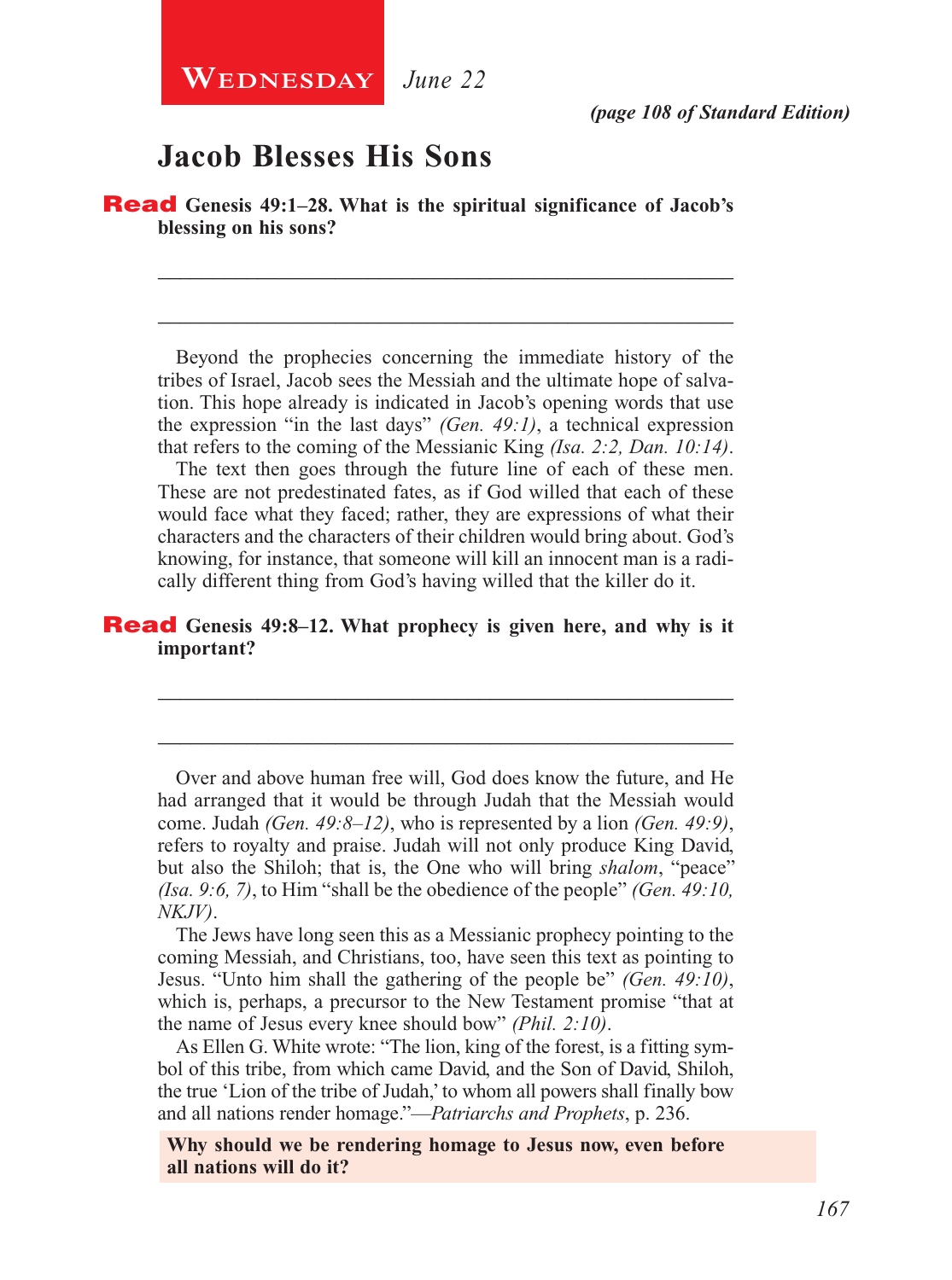**Wednesday** *June 22*

***(page 108 of Standard Edition)***

## Jacob Blesses His Sons

**Read Genesis 49:1–28. What is the spiritual significance of Jacob's blessing on his sons?**

_______________________________________________________________

_______________________________________________________________

Beyond the prophecies concerning the immediate history of the tribes of Israel, Jacob sees the Messiah and the ultimate hope of salvation. This hope already is indicated in Jacob's opening words that use the expression "in the last days" *(Gen. 49:1)*, a technical expression that refers to the coming of the Messianic King *(Isa. 2:2, Dan. 10:14)*.

The text then goes through the future line of each of these men. These are not predestinated fates, as if God willed that each of these would face what they faced; rather, they are expressions of what their characters and the characters of their children would bring about. God's knowing, for instance, that someone will kill an innocent man is a radically different thing from God's having willed that the killer do it.

**Read Genesis 49:8–12. What prophecy is given here, and why is it important?**

_______________________________________________________________

_______________________________________________________________

Over and above human free will, God does know the future, and He had arranged that it would be through Judah that the Messiah would come. Judah *(Gen. 49:8–12)*, who is represented by a lion *(Gen. 49:9)*, refers to royalty and praise. Judah will not only produce King David, but also the Shiloh; that is, the One who will bring *shalom*, "peace" *(Isa. 9:6, 7)*, to Him "shall be the obedience of the people" *(Gen. 49:10, NKJV)*.

The Jews have long seen this as a Messianic prophecy pointing to the coming Messiah, and Christians, too, have seen this text as pointing to Jesus. "Unto him shall the gathering of the people be" *(Gen. 49:10)*, which is, perhaps, a precursor to the New Testament promise "that at the name of Jesus every knee should bow" *(Phil. 2:10)*.

As Ellen G. White wrote: "The lion, king of the forest, is a fitting symbol of this tribe, from which came David, and the Son of David, Shiloh, the true 'Lion of the tribe of Judah,' to whom all powers shall finally bow and all nations render homage."—*Patriarchs and Prophets*, p. 236.

**Why should we be rendering homage to Jesus now, even before all nations will do it?**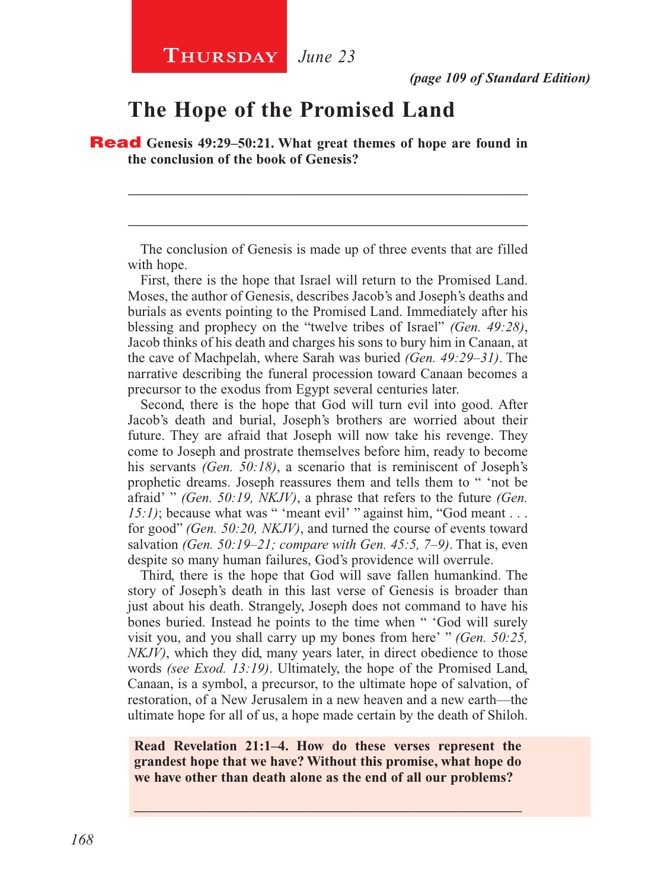**Thursday** *June 23*

***(page 109 of Standard Edition)***

## The Hope of the Promised Land

**Read Genesis 49:29–50:21. What great themes of hope are found in the conclusion of the book of Genesis?**

_____________________________________________________________

_____________________________________________________________

The conclusion of Genesis is made up of three events that are filled with hope.

First, there is the hope that Israel will return to the Promised Land. Moses, the author of Genesis, describes Jacob's and Joseph's deaths and burials as events pointing to the Promised Land. Immediately after his blessing and prophecy on the "twelve tribes of Israel" *(Gen. 49:28)*, Jacob thinks of his death and charges his sons to bury him in Canaan, at the cave of Machpelah, where Sarah was buried *(Gen. 49:29–31)*. The narrative describing the funeral procession toward Canaan becomes a precursor to the exodus from Egypt several centuries later.

Second, there is the hope that God will turn evil into good. After Jacob's death and burial, Joseph's brothers are worried about their future. They are afraid that Joseph will now take his revenge. They come to Joseph and prostrate themselves before him, ready to become his servants *(Gen. 50:18)*, a scenario that is reminiscent of Joseph's prophetic dreams. Joseph reassures them and tells them to " 'not be afraid' " *(Gen. 50:19, NKJV)*, a phrase that refers to the future *(Gen. 15:1)*; because what was " 'meant evil' " against him, "God meant . . . for good" *(Gen. 50:20, NKJV)*, and turned the course of events toward salvation *(Gen. 50:19–21; compare with Gen. 45:5, 7–9)*. That is, even despite so many human failures, God's providence will overrule.

Third, there is the hope that God will save fallen humankind. The story of Joseph's death in this last verse of Genesis is broader than just about his death. Strangely, Joseph does not command to have his bones buried. Instead he points to the time when " 'God will surely visit you, and you shall carry up my bones from here' " *(Gen. 50:25, NKJV)*, which they did, many years later, in direct obedience to those words *(see Exod. 13:19)*. Ultimately, the hope of the Promised Land, Canaan, is a symbol, a precursor, to the ultimate hope of salvation, of restoration, of a New Jerusalem in a new heaven and a new earth—the ultimate hope for all of us, a hope made certain by the death of Shiloh.

**Read Revelation 21:1–4. How do these verses represent the grandest hope that we have? Without this promise, what hope do we have other than death alone as the end of all our problems?**

_____________________________________________________________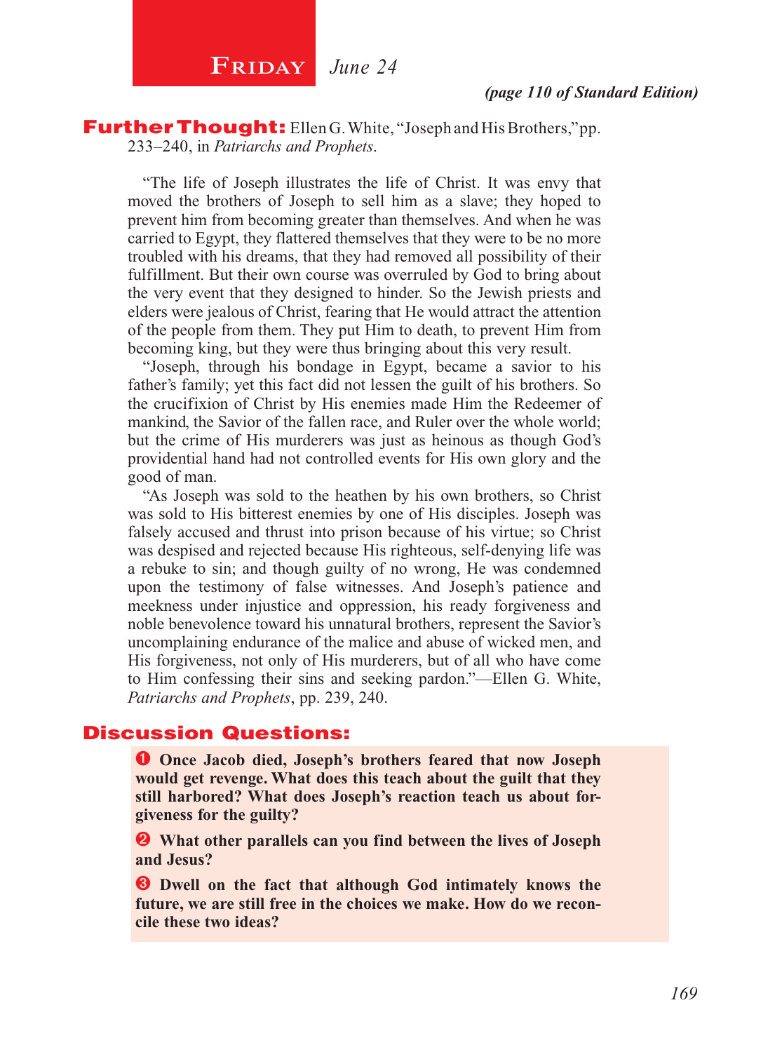# Friday *June 24*

***(page 110 of Standard Edition)***

**Further Thought:** Ellen G. White, "Joseph and His Brothers," pp. 233–240, in *Patriarchs and Prophets*.

"The life of Joseph illustrates the life of Christ. It was envy that moved the brothers of Joseph to sell him as a slave; they hoped to prevent him from becoming greater than themselves. And when he was carried to Egypt, they flattered themselves that they were to be no more troubled with his dreams, that they had removed all possibility of their fulfillment. But their own course was overruled by God to bring about the very event that they designed to hinder. So the Jewish priests and elders were jealous of Christ, fearing that He would attract the attention of the people from them. They put Him to death, to prevent Him from becoming king, but they were thus bringing about this very result.

"Joseph, through his bondage in Egypt, became a savior to his father's family; yet this fact did not lessen the guilt of his brothers. So the crucifixion of Christ by His enemies made Him the Redeemer of mankind, the Savior of the fallen race, and Ruler over the whole world; but the crime of His murderers was just as heinous as though God's providential hand had not controlled events for His own glory and the good of man.

"As Joseph was sold to the heathen by his own brothers, so Christ was sold to His bitterest enemies by one of His disciples. Joseph was falsely accused and thrust into prison because of his virtue; so Christ was despised and rejected because His righteous, self-denying life was a rebuke to sin; and though guilty of no wrong, He was condemned upon the testimony of false witnesses. And Joseph's patience and meekness under injustice and oppression, his ready forgiveness and noble benevolence toward his unnatural brothers, represent the Savior's uncomplaining endurance of the malice and abuse of wicked men, and His forgiveness, not only of His murderers, but of all who have come to Him confessing their sins and seeking pardon."—Ellen G. White, *Patriarchs and Prophets*, pp. 239, 240.

## Discussion Questions:

❶ **Once Jacob died, Joseph's brothers feared that now Joseph would get revenge. What does this teach about the guilt that they still harbored? What does Joseph's reaction teach us about forgiveness for the guilty?**

❷ **What other parallels can you find between the lives of Joseph and Jesus?**

❸ **Dwell on the fact that although God intimately knows the future, we are still free in the choices we make. How do we reconcile these two ideas?**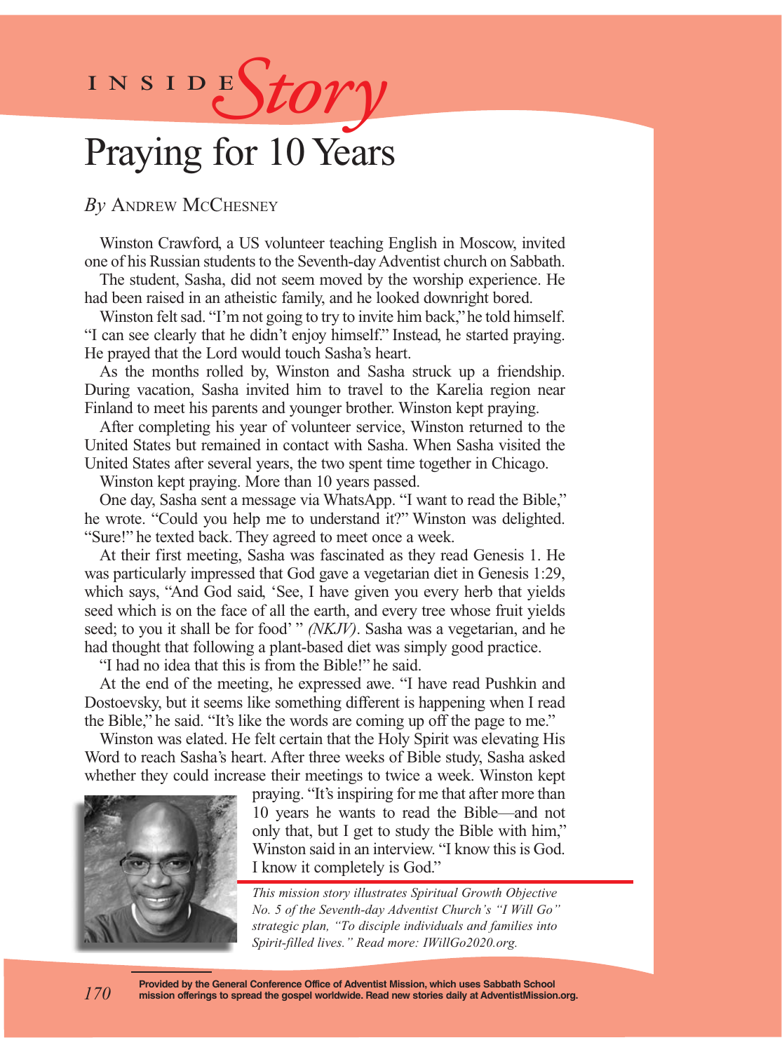INSIDE *Story*

# Praying for 10 Years

*By* Andrew McChesney

Winston Crawford, a US volunteer teaching English in Moscow, invited one of his Russian students to the Seventh-day Adventist church on Sabbath.

The student, Sasha, did not seem moved by the worship experience. He had been raised in an atheistic family, and he looked downright bored.

Winston felt sad. "I'm not going to try to invite him back," he told himself. "I can see clearly that he didn't enjoy himself." Instead, he started praying. He prayed that the Lord would touch Sasha's heart.

As the months rolled by, Winston and Sasha struck up a friendship. During vacation, Sasha invited him to travel to the Karelia region near Finland to meet his parents and younger brother. Winston kept praying.

After completing his year of volunteer service, Winston returned to the United States but remained in contact with Sasha. When Sasha visited the United States after several years, the two spent time together in Chicago.

Winston kept praying. More than 10 years passed.

One day, Sasha sent a message via WhatsApp. "I want to read the Bible," he wrote. "Could you help me to understand it?" Winston was delighted. "Sure!" he texted back. They agreed to meet once a week.

At their first meeting, Sasha was fascinated as they read Genesis 1. He was particularly impressed that God gave a vegetarian diet in Genesis 1:29, which says, "And God said, 'See, I have given you every herb that yields seed which is on the face of all the earth, and every tree whose fruit yields seed; to you it shall be for food' " *(NKJV)*. Sasha was a vegetarian, and he had thought that following a plant-based diet was simply good practice.

"I had no idea that this is from the Bible!" he said.

At the end of the meeting, he expressed awe. "I have read Pushkin and Dostoevsky, but it seems like something different is happening when I read the Bible," he said. "It's like the words are coming up off the page to me."

Winston was elated. He felt certain that the Holy Spirit was elevating His Word to reach Sasha's heart. After three weeks of Bible study, Sasha asked whether they could increase their meetings to twice a week. Winston kept praying. "It's inspiring for me that after more than 10 years he wants to read the Bible—and not only that, but I get to study the Bible with him," Winston said in an interview. "I know this is God. I know it completely is God."

*This mission story illustrates Spiritual Growth Objective No. 5 of the Seventh-day Adventist Church's "I Will Go" strategic plan, "To disciple individuals and families into Spirit-filled lives." Read more: IWillGo2020.org.*

**Provided by the General Conference Office of Adventist Mission, which uses Sabbath School mission offerings to spread the gospel worldwide. Read new stories daily at AdventistMission.org.**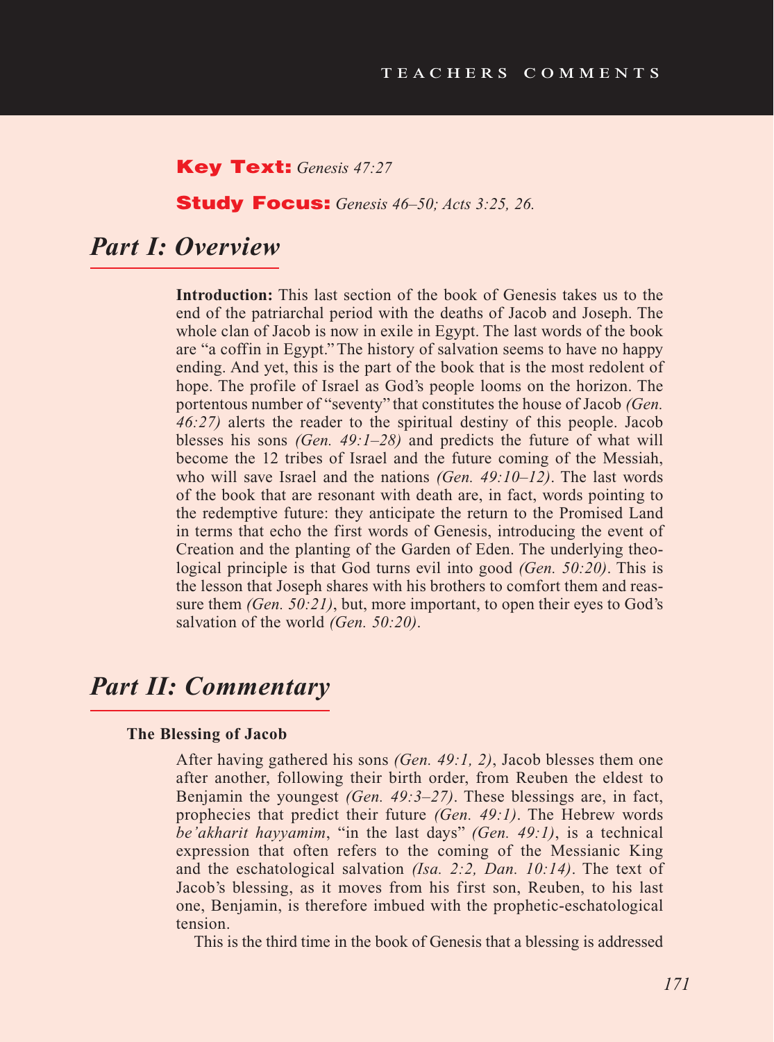**Key Text:** *Genesis 47:27*

**Study Focus:** *Genesis 46–50; Acts 3:25, 26.*

## *Part I: Overview*

**Introduction:** This last section of the book of Genesis takes us to the end of the patriarchal period with the deaths of Jacob and Joseph. The whole clan of Jacob is now in exile in Egypt. The last words of the book are "a coffin in Egypt." The history of salvation seems to have no happy ending. And yet, this is the part of the book that is the most redolent of hope. The profile of Israel as God's people looms on the horizon. The portentous number of "seventy" that constitutes the house of Jacob *(Gen. 46:27)* alerts the reader to the spiritual destiny of this people. Jacob blesses his sons *(Gen. 49:1–28)* and predicts the future of what will become the 12 tribes of Israel and the future coming of the Messiah, who will save Israel and the nations *(Gen. 49:10–12)*. The last words of the book that are resonant with death are, in fact, words pointing to the redemptive future: they anticipate the return to the Promised Land in terms that echo the first words of Genesis, introducing the event of Creation and the planting of the Garden of Eden. The underlying theological principle is that God turns evil into good *(Gen. 50:20)*. This is the lesson that Joseph shares with his brothers to comfort them and reassure them *(Gen. 50:21)*, but, more important, to open their eyes to God's salvation of the world *(Gen. 50:20)*.

## *Part II: Commentary*

### The Blessing of Jacob

After having gathered his sons *(Gen. 49:1, 2)*, Jacob blesses them one after another, following their birth order, from Reuben the eldest to Benjamin the youngest *(Gen. 49:3–27)*. These blessings are, in fact, prophecies that predict their future *(Gen. 49:1)*. The Hebrew words *be'akharit hayyamim*, "in the last days" *(Gen. 49:1)*, is a technical expression that often refers to the coming of the Messianic King and the eschatological salvation *(Isa. 2:2, Dan. 10:14)*. The text of Jacob's blessing, as it moves from his first son, Reuben, to his last one, Benjamin, is therefore imbued with the prophetic-eschatological tension.

This is the third time in the book of Genesis that a blessing is addressed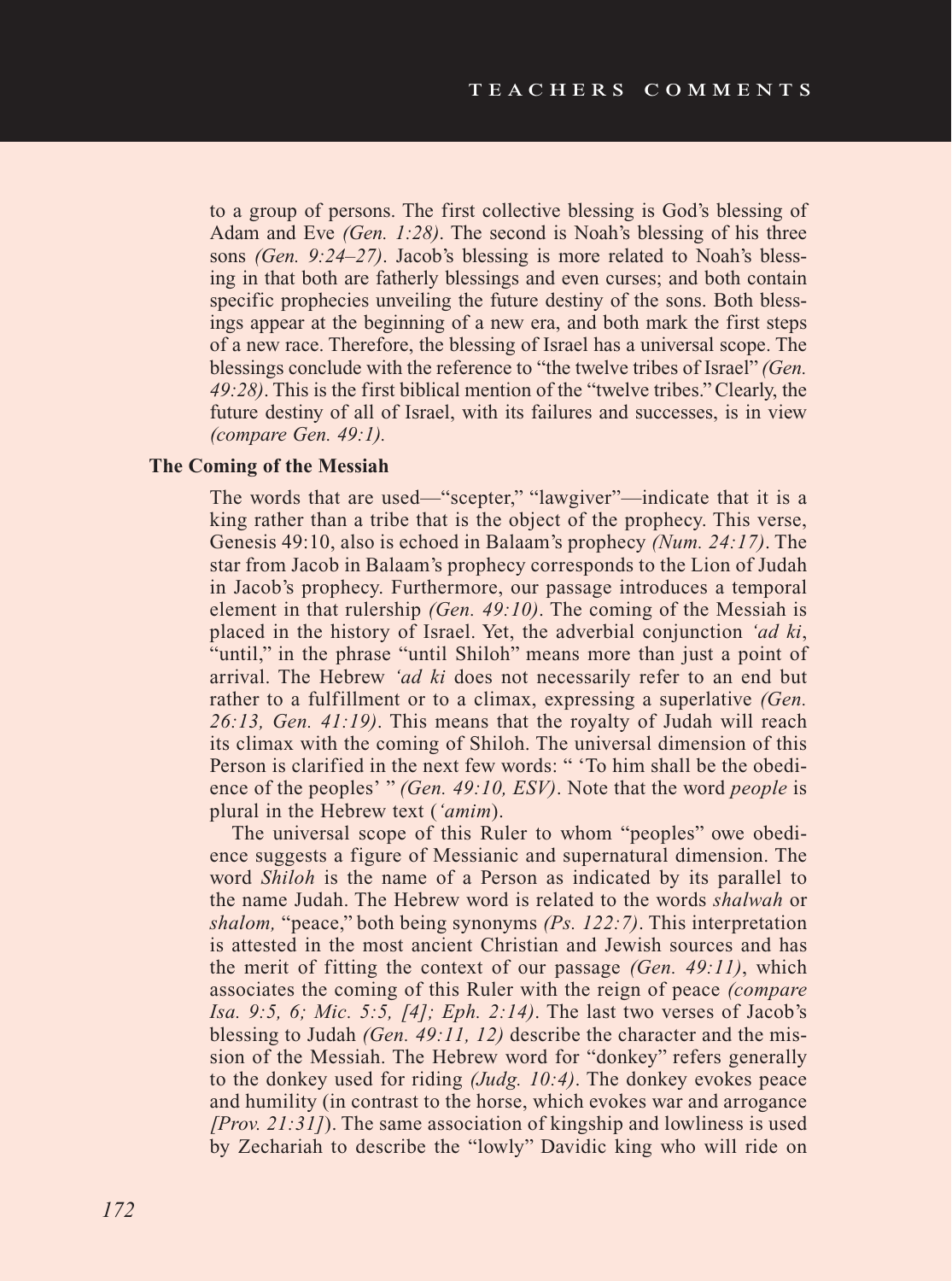to a group of persons. The first collective blessing is God's blessing of Adam and Eve *(Gen. 1:28)*. The second is Noah's blessing of his three sons *(Gen. 9:24–27)*. Jacob's blessing is more related to Noah's blessing in that both are fatherly blessings and even curses; and both contain specific prophecies unveiling the future destiny of the sons. Both blessings appear at the beginning of a new era, and both mark the first steps of a new race. Therefore, the blessing of Israel has a universal scope. The blessings conclude with the reference to "the twelve tribes of Israel" *(Gen. 49:28)*. This is the first biblical mention of the "twelve tribes." Clearly, the future destiny of all of Israel, with its failures and successes, is in view *(compare Gen. 49:1).*

**The Coming of the Messiah**

The words that are used—"scepter," "lawgiver"—indicate that it is a king rather than a tribe that is the object of the prophecy. This verse, Genesis 49:10, also is echoed in Balaam's prophecy *(Num. 24:17)*. The star from Jacob in Balaam's prophecy corresponds to the Lion of Judah in Jacob's prophecy. Furthermore, our passage introduces a temporal element in that rulership *(Gen. 49:10)*. The coming of the Messiah is placed in the history of Israel. Yet, the adverbial conjunction *'ad ki*, "until," in the phrase "until Shiloh" means more than just a point of arrival. The Hebrew *'ad ki* does not necessarily refer to an end but rather to a fulfillment or to a climax, expressing a superlative *(Gen. 26:13, Gen. 41:19)*. This means that the royalty of Judah will reach its climax with the coming of Shiloh. The universal dimension of this Person is clarified in the next few words: " 'To him shall be the obedience of the peoples' " *(Gen. 49:10, ESV)*. Note that the word *people* is plural in the Hebrew text (*'amim*).

The universal scope of this Ruler to whom "peoples" owe obedience suggests a figure of Messianic and supernatural dimension. The word *Shiloh* is the name of a Person as indicated by its parallel to the name Judah. The Hebrew word is related to the words *shalwah* or *shalom,* "peace," both being synonyms *(Ps. 122:7)*. This interpretation is attested in the most ancient Christian and Jewish sources and has the merit of fitting the context of our passage *(Gen. 49:11)*, which associates the coming of this Ruler with the reign of peace *(compare Isa. 9:5, 6; Mic. 5:5, [4]; Eph. 2:14)*. The last two verses of Jacob's blessing to Judah *(Gen. 49:11, 12)* describe the character and the mission of the Messiah. The Hebrew word for "donkey" refers generally to the donkey used for riding *(Judg. 10:4)*. The donkey evokes peace and humility (in contrast to the horse, which evokes war and arrogance *[Prov. 21:31]*). The same association of kingship and lowliness is used by Zechariah to describe the "lowly" Davidic king who will ride on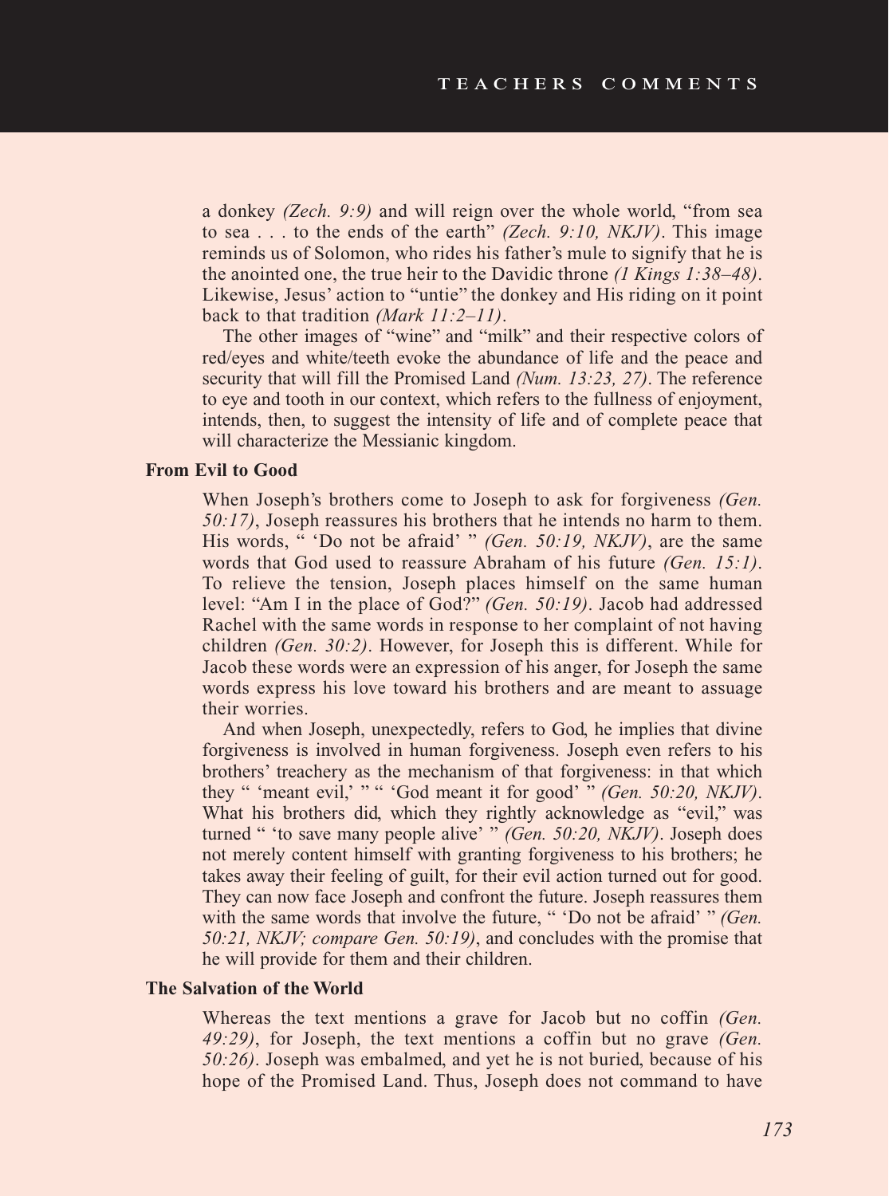a donkey *(Zech. 9:9)* and will reign over the whole world, "from sea to sea . . . to the ends of the earth" *(Zech. 9:10, NKJV)*. This image reminds us of Solomon, who rides his father's mule to signify that he is the anointed one, the true heir to the Davidic throne *(1 Kings 1:38–48)*. Likewise, Jesus' action to "untie" the donkey and His riding on it point back to that tradition *(Mark 11:2–11)*.

The other images of "wine" and "milk" and their respective colors of red/eyes and white/teeth evoke the abundance of life and the peace and security that will fill the Promised Land *(Num. 13:23, 27)*. The reference to eye and tooth in our context, which refers to the fullness of enjoyment, intends, then, to suggest the intensity of life and of complete peace that will characterize the Messianic kingdom.

**From Evil to Good**

When Joseph's brothers come to Joseph to ask for forgiveness *(Gen. 50:17)*, Joseph reassures his brothers that he intends no harm to them. His words, " 'Do not be afraid' " *(Gen. 50:19, NKJV)*, are the same words that God used to reassure Abraham of his future *(Gen. 15:1)*. To relieve the tension, Joseph places himself on the same human level: "Am I in the place of God?" *(Gen. 50:19)*. Jacob had addressed Rachel with the same words in response to her complaint of not having children *(Gen. 30:2)*. However, for Joseph this is different. While for Jacob these words were an expression of his anger, for Joseph the same words express his love toward his brothers and are meant to assuage their worries.

And when Joseph, unexpectedly, refers to God, he implies that divine forgiveness is involved in human forgiveness. Joseph even refers to his brothers' treachery as the mechanism of that forgiveness: in that which they " 'meant evil,' " " 'God meant it for good' " *(Gen. 50:20, NKJV)*. What his brothers did, which they rightly acknowledge as "evil," was turned " 'to save many people alive' " *(Gen. 50:20, NKJV)*. Joseph does not merely content himself with granting forgiveness to his brothers; he takes away their feeling of guilt, for their evil action turned out for good. They can now face Joseph and confront the future. Joseph reassures them with the same words that involve the future, " 'Do not be afraid' " *(Gen. 50:21, NKJV; compare Gen. 50:19)*, and concludes with the promise that he will provide for them and their children.

**The Salvation of the World**

Whereas the text mentions a grave for Jacob but no coffin *(Gen. 49:29)*, for Joseph, the text mentions a coffin but no grave *(Gen. 50:26)*. Joseph was embalmed, and yet he is not buried, because of his hope of the Promised Land. Thus, Joseph does not command to have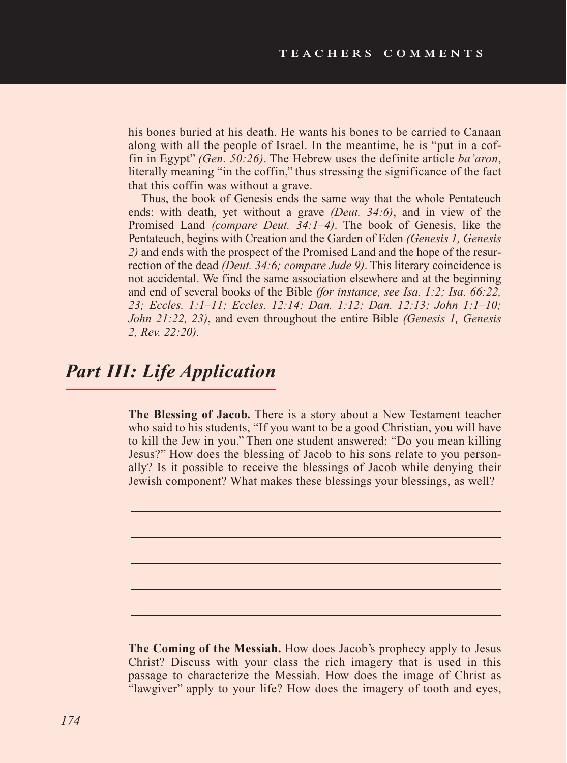his bones buried at his death. He wants his bones to be carried to Canaan along with all the people of Israel. In the meantime, he is "put in a coffin in Egypt" *(Gen. 50:26)*. The Hebrew uses the definite article *ba'aron*, literally meaning "in the coffin," thus stressing the significance of the fact that this coffin was without a grave.

Thus, the book of Genesis ends the same way that the whole Pentateuch ends: with death, yet without a grave *(Deut. 34:6)*, and in view of the Promised Land *(compare Deut. 34:1–4)*. The book of Genesis, like the Pentateuch, begins with Creation and the Garden of Eden *(Genesis 1, Genesis 2)* and ends with the prospect of the Promised Land and the hope of the resurrection of the dead *(Deut. 34:6; compare Jude 9)*. This literary coincidence is not accidental. We find the same association elsewhere and at the beginning and end of several books of the Bible *(for instance, see Isa. 1:2; Isa. 66:22, 23; Eccles. 1:1–11; Eccles. 12:14; Dan. 1:12; Dan. 12:13; John 1:1–10; John 21:22, 23)*, and even throughout the entire Bible *(Genesis 1, Genesis 2, Rev. 22:20).*

## *Part III: Life Application*

**The Blessing of Jacob.** There is a story about a New Testament teacher who said to his students, "If you want to be a good Christian, you will have to kill the Jew in you." Then one student answered: "Do you mean killing Jesus?" How does the blessing of Jacob to his sons relate to you personally? Is it possible to receive the blessings of Jacob while denying their Jewish component? What makes these blessings your blessings, as well?

______________________________________________________________

______________________________________________________________

______________________________________________________________

______________________________________________________________

______________________________________________________________

**The Coming of the Messiah.** How does Jacob's prophecy apply to Jesus Christ? Discuss with your class the rich imagery that is used in this passage to characterize the Messiah. How does the image of Christ as "lawgiver" apply to your life? How does the imagery of tooth and eyes,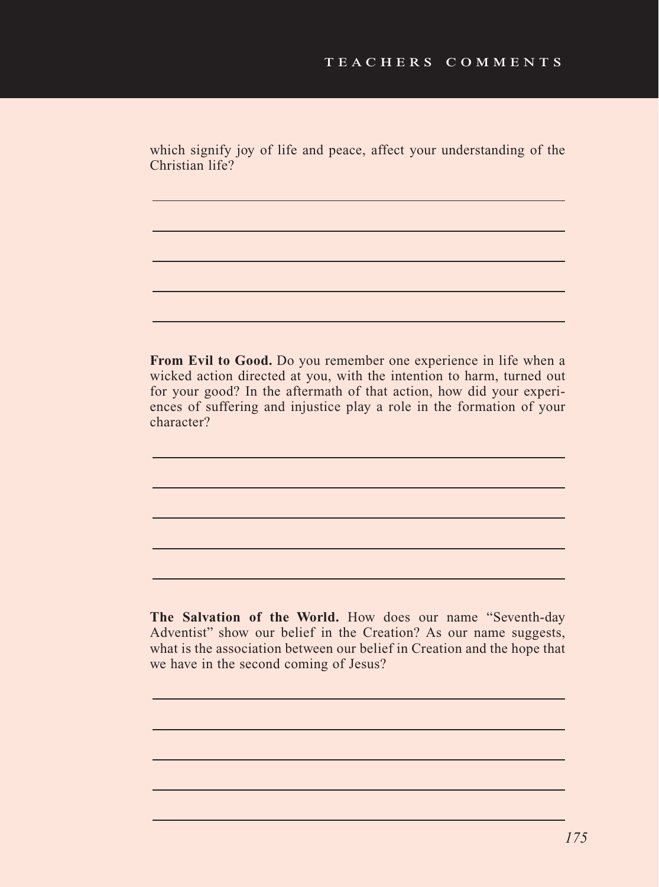which signify joy of life and peace, affect your understanding of the Christian life?

**From Evil to Good.** Do you remember one experience in life when a wicked action directed at you, with the intention to harm, turned out for your good? In the aftermath of that action, how did your experiences of suffering and injustice play a role in the formation of your character?

**The Salvation of the World.** How does our name "Seventh-day Adventist" show our belief in the Creation? As our name suggests, what is the association between our belief in Creation and the hope that we have in the second coming of Jesus?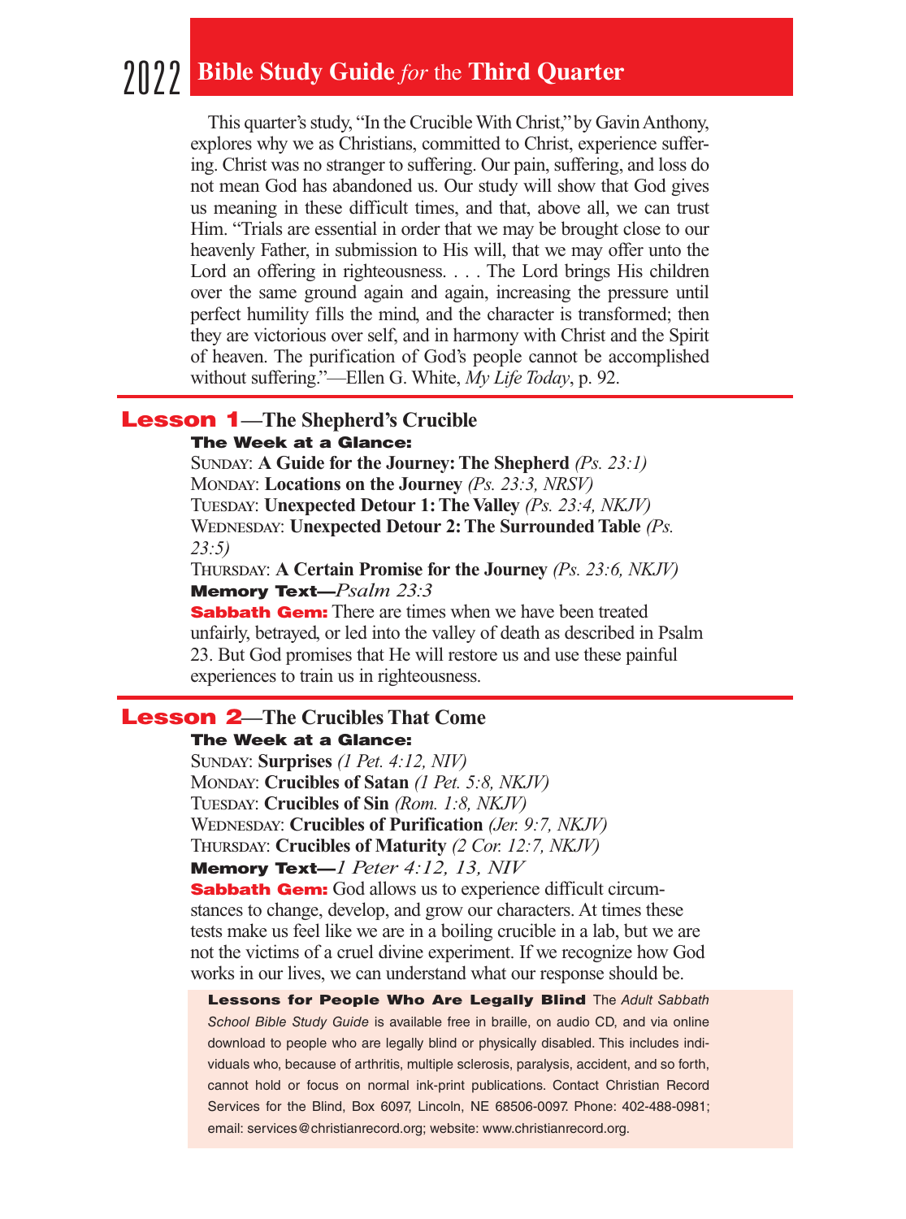# 2022 Bible Study Guide *for* the Third Quarter

This quarter's study, "In the Crucible With Christ," by Gavin Anthony, explores why we as Christians, committed to Christ, experience suffering. Christ was no stranger to suffering. Our pain, suffering, and loss do not mean God has abandoned us. Our study will show that God gives us meaning in these difficult times, and that, above all, we can trust Him. "Trials are essential in order that we may be brought close to our heavenly Father, in submission to His will, that we may offer unto the Lord an offering in righteousness. . . . The Lord brings His children over the same ground again and again, increasing the pressure until perfect humility fills the mind, and the character is transformed; then they are victorious over self, and in harmony with Christ and the Spirit of heaven. The purification of God's people cannot be accomplished without suffering."—Ellen G. White, *My Life Today*, p. 92.

## Lesson 1—The Shepherd's Crucible

**The Week at a Glance:**

SUNDAY: **A Guide for the Journey: The Shepherd** *(Ps. 23:1)*
MONDAY: **Locations on the Journey** *(Ps. 23:3, NRSV)*
TUESDAY: **Unexpected Detour 1: The Valley** *(Ps. 23:4, NKJV)*
WEDNESDAY: **Unexpected Detour 2: The Surrounded Table** *(Ps. 23:5)*
THURSDAY: **A Certain Promise for the Journey** *(Ps. 23:6, NKJV)*

**Memory Text—***Psalm 23:3*

**Sabbath Gem:** There are times when we have been treated unfairly, betrayed, or led into the valley of death as described in Psalm 23. But God promises that He will restore us and use these painful experiences to train us in righteousness.

## Lesson 2—The Crucibles That Come

**The Week at a Glance:**

SUNDAY: **Surprises** *(1 Pet. 4:12, NIV)*
MONDAY: **Crucibles of Satan** *(1 Pet. 5:8, NKJV)*
TUESDAY: **Crucibles of Sin** *(Rom. 1:8, NKJV)*
WEDNESDAY: **Crucibles of Purification** *(Jer. 9:7, NKJV)*
THURSDAY: **Crucibles of Maturity** *(2 Cor. 12:7, NKJV)*

**Memory Text—***1 Peter 4:12, 13, NIV*

**Sabbath Gem:** God allows us to experience difficult circumstances to change, develop, and grow our characters. At times these tests make us feel like we are in a boiling crucible in a lab, but we are not the victims of a cruel divine experiment. If we recognize how God works in our lives, we can understand what our response should be.

**Lessons for People Who Are Legally Blind** The *Adult Sabbath School Bible Study Guide* is available free in braille, on audio CD, and via online download to people who are legally blind or physically disabled. This includes individuals who, because of arthritis, multiple sclerosis, paralysis, accident, and so forth, cannot hold or focus on normal ink-print publications. Contact Christian Record Services for the Blind, Box 6097, Lincoln, NE 68506-0097. Phone: 402-488-0981; email: services@christianrecord.org; website: www.christianrecord.org.